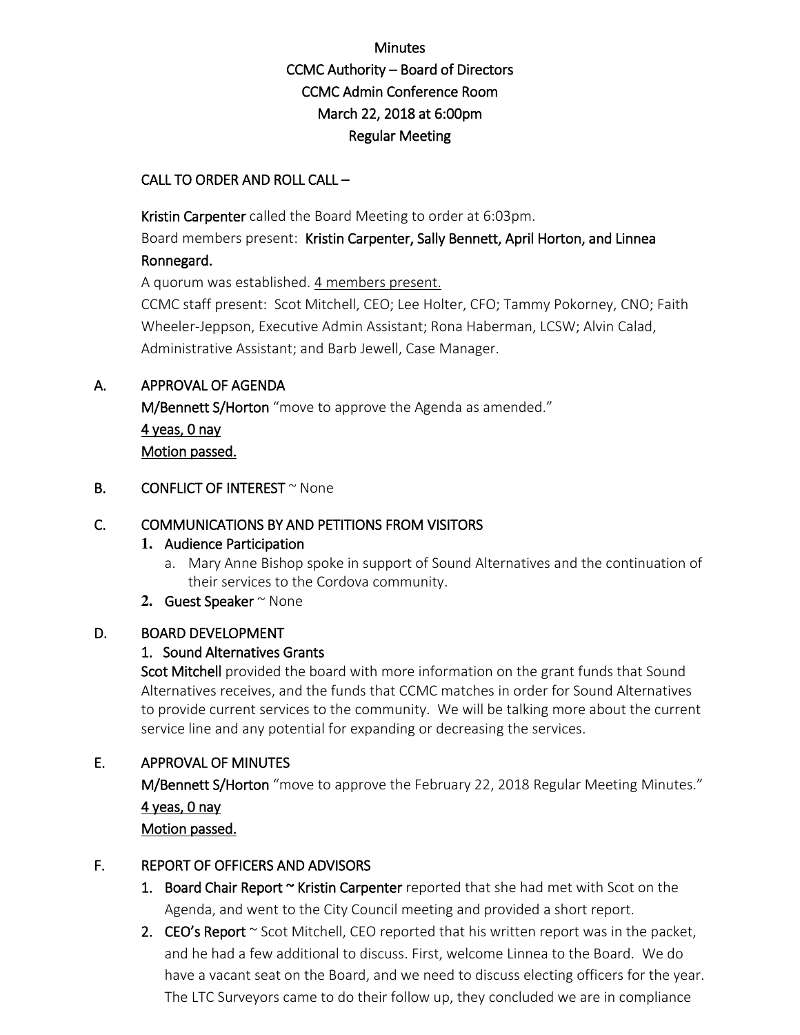# Minutes
# CCMC Authority – Board of Directors
# CCMC Admin Conference Room
# March 22, 2018 at 6:00pm
# Regular Meeting

## CALL TO ORDER AND ROLL CALL –

**Kristin Carpenter** called the Board Meeting to order at 6:03pm.

Board members present: **Kristin Carpenter, Sally Bennett, April Horton, and Linnea Ronnegard.**

A quorum was established. 4 members present.

CCMC staff present: Scot Mitchell, CEO; Lee Holter, CFO; Tammy Pokorney, CNO; Faith Wheeler-Jeppson, Executive Admin Assistant; Rona Haberman, LCSW; Alvin Calad, Administrative Assistant; and Barb Jewell, Case Manager.

## A. APPROVAL OF AGENDA

**M/Bennett S/Horton** "move to approve the Agenda as amended."

4 yeas, 0 nay

Motion passed.

## B. CONFLICT OF INTEREST ~ None

## C. COMMUNICATIONS BY AND PETITIONS FROM VISITORS

1. **Audience Participation**
   a. Mary Anne Bishop spoke in support of Sound Alternatives and the continuation of their services to the Cordova community.
2. **Guest Speaker** ~ None

## D. BOARD DEVELOPMENT

### 1. Sound Alternatives Grants

**Scot Mitchell** provided the board with more information on the grant funds that Sound Alternatives receives, and the funds that CCMC matches in order for Sound Alternatives to provide current services to the community. We will be talking more about the current service line and any potential for expanding or decreasing the services.

## E. APPROVAL OF MINUTES

**M/Bennett S/Horton** "move to approve the February 22, 2018 Regular Meeting Minutes."

4 yeas, 0 nay

Motion passed.

## F. REPORT OF OFFICERS AND ADVISORS

1. **Board Chair Report ~ Kristin Carpenter** reported that she had met with Scot on the Agenda, and went to the City Council meeting and provided a short report.
2. **CEO's Report** ~ Scot Mitchell, CEO reported that his written report was in the packet, and he had a few additional to discuss. First, welcome Linnea to the Board. We do have a vacant seat on the Board, and we need to discuss electing officers for the year. The LTC Surveyors came to do their follow up, they concluded we are in compliance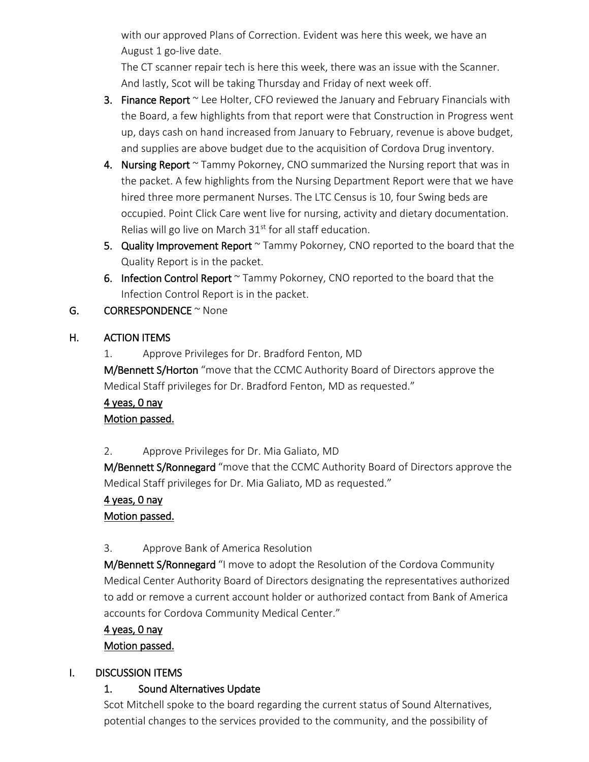with our approved Plans of Correction. Evident was here this week, we have an August 1 go-live date.

The CT scanner repair tech is here this week, there was an issue with the Scanner. And lastly, Scot will be taking Thursday and Friday of next week off.

3. **Finance Report** ~ Lee Holter, CFO reviewed the January and February Financials with the Board, a few highlights from that report were that Construction in Progress went up, days cash on hand increased from January to February, revenue is above budget, and supplies are above budget due to the acquisition of Cordova Drug inventory.
4. **Nursing Report** ~ Tammy Pokorney, CNO summarized the Nursing report that was in the packet. A few highlights from the Nursing Department Report were that we have hired three more permanent Nurses. The LTC Census is 10, four Swing beds are occupied. Point Click Care went live for nursing, activity and dietary documentation. Relias will go live on March 31st for all staff education.
5. **Quality Improvement Report** ~ Tammy Pokorney, CNO reported to the board that the Quality Report is in the packet.
6. **Infection Control Report** ~ Tammy Pokorney, CNO reported to the board that the Infection Control Report is in the packet.

G. **CORRESPONDENCE** ~ None

H. **ACTION ITEMS**

1. Approve Privileges for Dr. Bradford Fenton, MD

**M/Bennett S/Horton** "move that the CCMC Authority Board of Directors approve the Medical Staff privileges for Dr. Bradford Fenton, MD as requested."

4 yeas, 0 nay

Motion passed.

2. Approve Privileges for Dr. Mia Galiato, MD

**M/Bennett S/Ronnegard** "move that the CCMC Authority Board of Directors approve the Medical Staff privileges for Dr. Mia Galiato, MD as requested."

4 yeas, 0 nay

Motion passed.

3. Approve Bank of America Resolution

**M/Bennett S/Ronnegard** "I move to adopt the Resolution of the Cordova Community Medical Center Authority Board of Directors designating the representatives authorized to add or remove a current account holder or authorized contact from Bank of America accounts for Cordova Community Medical Center."

4 yeas, 0 nay

Motion passed.

I. **DISCUSSION ITEMS**

1. **Sound Alternatives Update**

Scot Mitchell spoke to the board regarding the current status of Sound Alternatives, potential changes to the services provided to the community, and the possibility of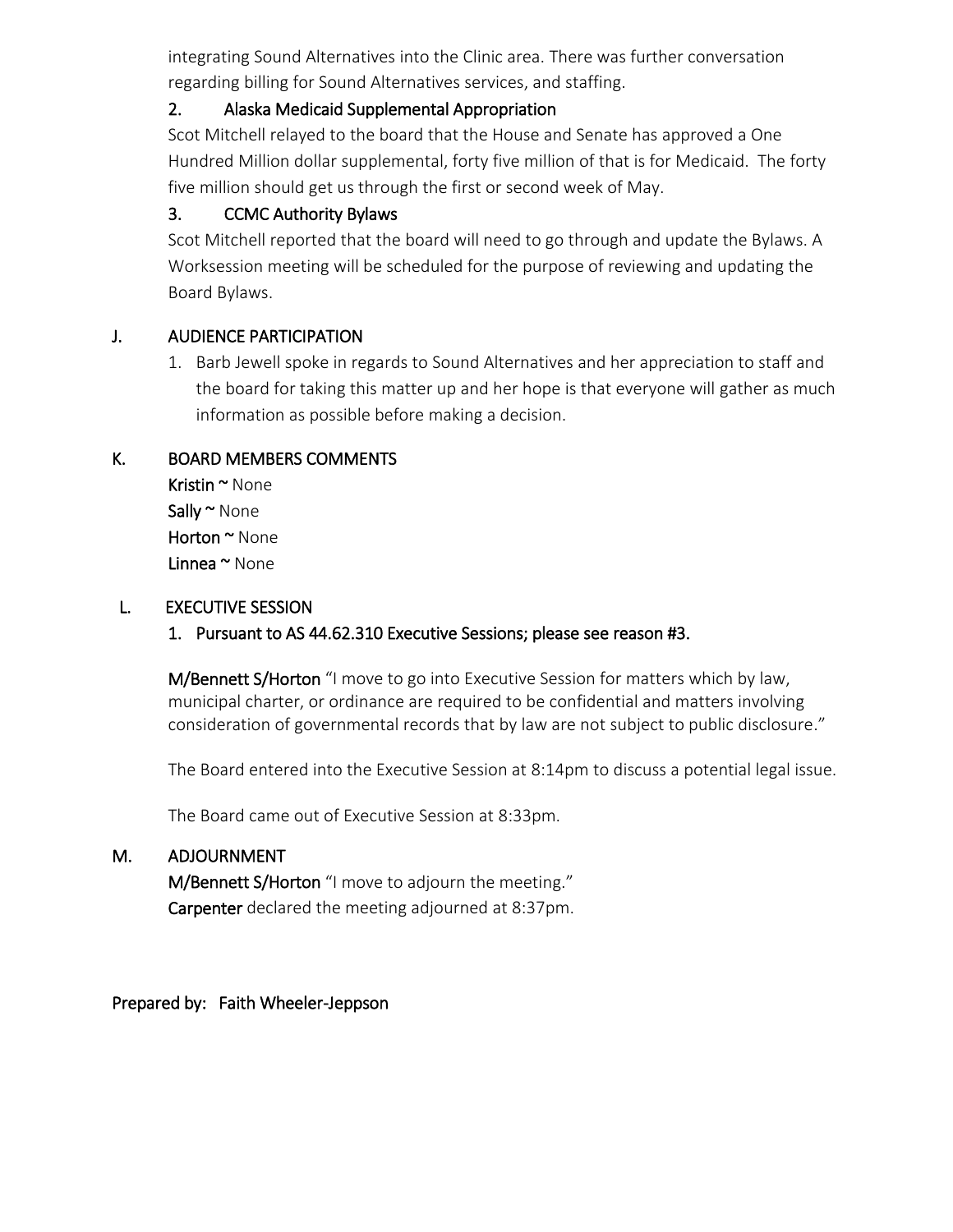integrating Sound Alternatives into the Clinic area. There was further conversation regarding billing for Sound Alternatives services, and staffing.

2. **Alaska Medicaid Supplemental Appropriation**

Scot Mitchell relayed to the board that the House and Senate has approved a One Hundred Million dollar supplemental, forty five million of that is for Medicaid. The forty five million should get us through the first or second week of May.

3. **CCMC Authority Bylaws**

Scot Mitchell reported that the board will need to go through and update the Bylaws. A Worksession meeting will be scheduled for the purpose of reviewing and updating the Board Bylaws.

## J. AUDIENCE PARTICIPATION

1. Barb Jewell spoke in regards to Sound Alternatives and her appreciation to staff and the board for taking this matter up and her hope is that everyone will gather as much information as possible before making a decision.

## K. BOARD MEMBERS COMMENTS

**Kristin** ~ None
**Sally** ~ None
**Horton** ~ None
**Linnea** ~ None

## L. EXECUTIVE SESSION

1. **Pursuant to AS 44.62.310 Executive Sessions; please see reason #3.**

**M/Bennett S/Horton** "I move to go into Executive Session for matters which by law, municipal charter, or ordinance are required to be confidential and matters involving consideration of governmental records that by law are not subject to public disclosure."

The Board entered into the Executive Session at 8:14pm to discuss a potential legal issue.

The Board came out of Executive Session at 8:33pm.

## M. ADJOURNMENT

**M/Bennett S/Horton** "I move to adjourn the meeting."
**Carpenter** declared the meeting adjourned at 8:37pm.

**Prepared by: Faith Wheeler-Jeppson**